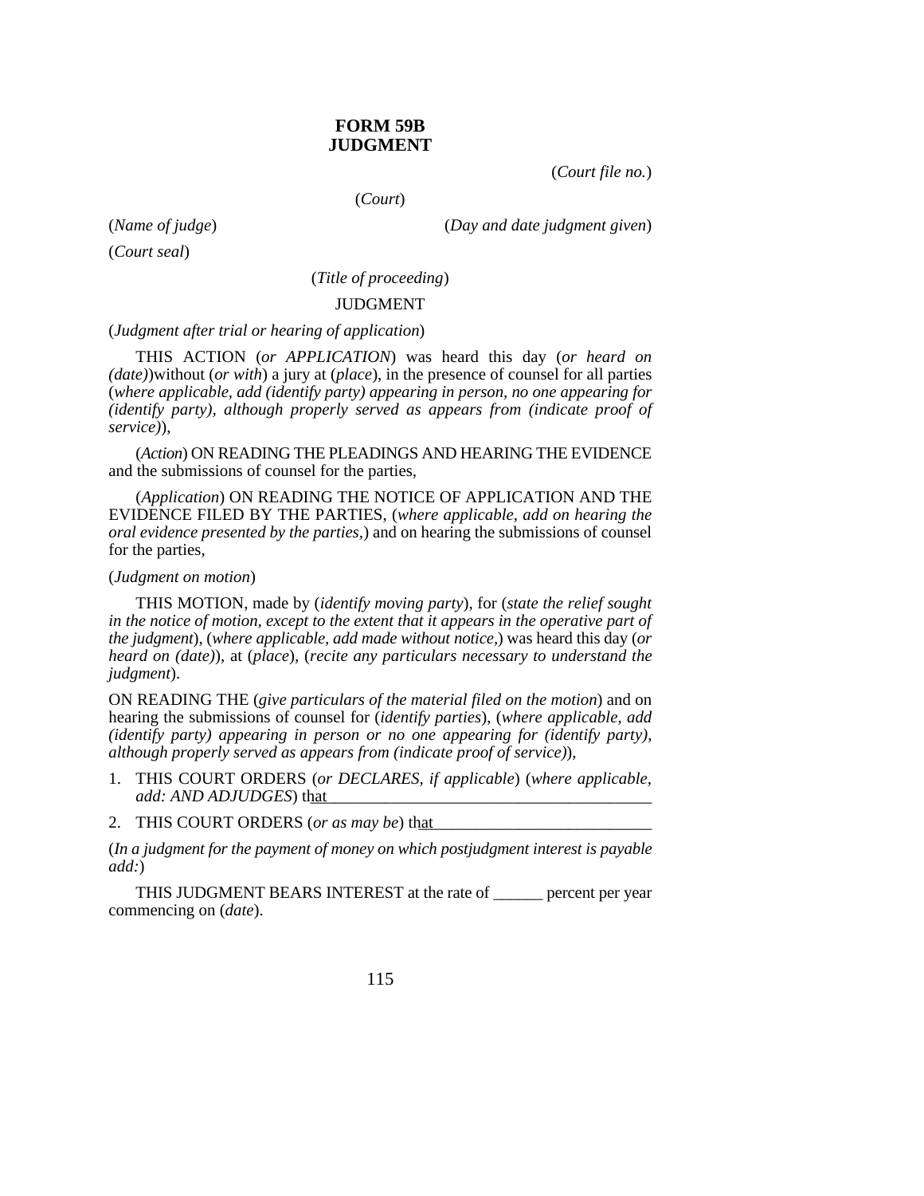# FORM 59B
# JUDGMENT

(*Court file no.*)

(*Court*)

(*Name of judge*) (*Day and date judgment given*)

(*Court seal*)

(*Title of proceeding*)

JUDGMENT

(*Judgment after trial or hearing of application*)

THIS ACTION (*or APPLICATION*) was heard this day (*or heard on (date)*)without (*or with*) a jury at (*place*), in the presence of counsel for all parties (*where applicable, add (identify party) appearing in person, no one appearing for (identify party), although properly served as appears from (indicate proof of service)*),

(*Action*) ON READING THE PLEADINGS AND HEARING THE EVIDENCE and the submissions of counsel for the parties,

(*Application*) ON READING THE NOTICE OF APPLICATION AND THE EVIDENCE FILED BY THE PARTIES, (*where applicable, add on hearing the oral evidence presented by the parties,*) and on hearing the submissions of counsel for the parties,

(*Judgment on motion*)

THIS MOTION, made by (*identify moving party*), for (*state the relief sought in the notice of motion, except to the extent that it appears in the operative part of the judgment*), (*where applicable, add made without notice,*) was heard this day (*or heard on (date)*), at (*place*), (*recite any particulars necessary to understand the judgment*).

ON READING THE (*give particulars of the material filed on the motion*) and on hearing the submissions of counsel for (*identify parties*), (*where applicable, add (identify party) appearing in person or no one appearing for (identify party), although properly served as appears from (indicate proof of service)*),

1. THIS COURT ORDERS (*or DECLARES, if applicable*) (*where applicable, add: AND ADJUDGES*) that________________________________________

2. THIS COURT ORDERS (*or as may be*) that___________________________

(*In a judgment for the payment of money on which postjudgment interest is payable add:*)

THIS JUDGMENT BEARS INTEREST at the rate of ______ percent per year commencing on (*date*).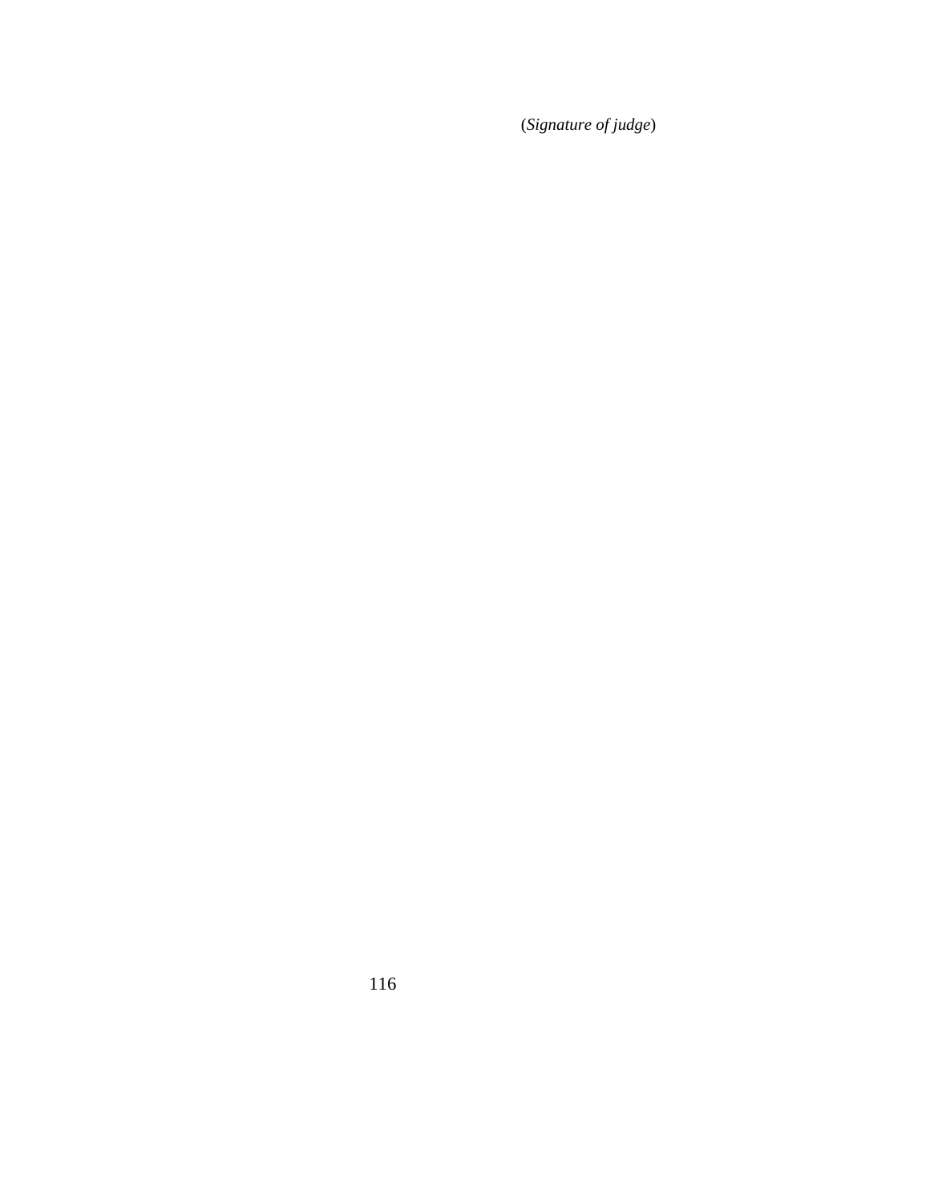(*Signature of judge*)